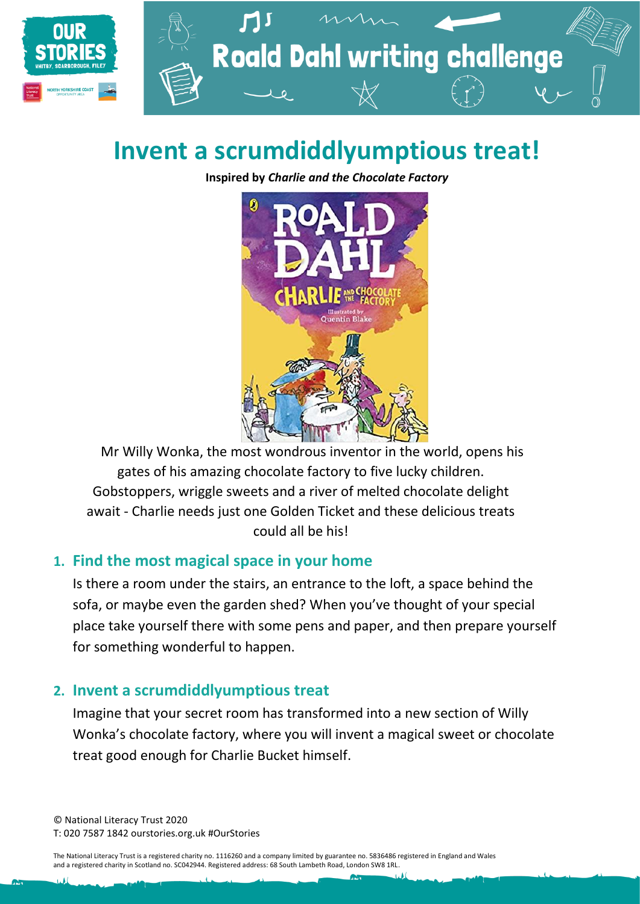# Roald Dahl writing challenge

# Invent a scrumdiddlyumptious treat!

**Inspired by *Charlie and the Chocolate Factory***

Mr Willy Wonka, the most wondrous inventor in the world, opens his gates of his amazing chocolate factory to five lucky children. Gobstoppers, wriggle sweets and a river of melted chocolate delight await - Charlie needs just one Golden Ticket and these delicious treats could all be his!

## 1. Find the most magical space in your home

Is there a room under the stairs, an entrance to the loft, a space behind the sofa, or maybe even the garden shed? When you've thought of your special place take yourself there with some pens and paper, and then prepare yourself for something wonderful to happen.

## 2. Invent a scrumdiddlyumptious treat

Imagine that your secret room has transformed into a new section of Willy Wonka's chocolate factory, where you will invent a magical sweet or chocolate treat good enough for Charlie Bucket himself.

© National Literacy Trust 2020
T: 020 7587 1842 ourstories.org.uk #OurStories

The National Literacy Trust is a registered charity no. 1116260 and a company limited by guarantee no. 5836486 registered in England and Wales and a registered charity in Scotland no. SC042944. Registered address: 68 South Lambeth Road, London SW8 1RL.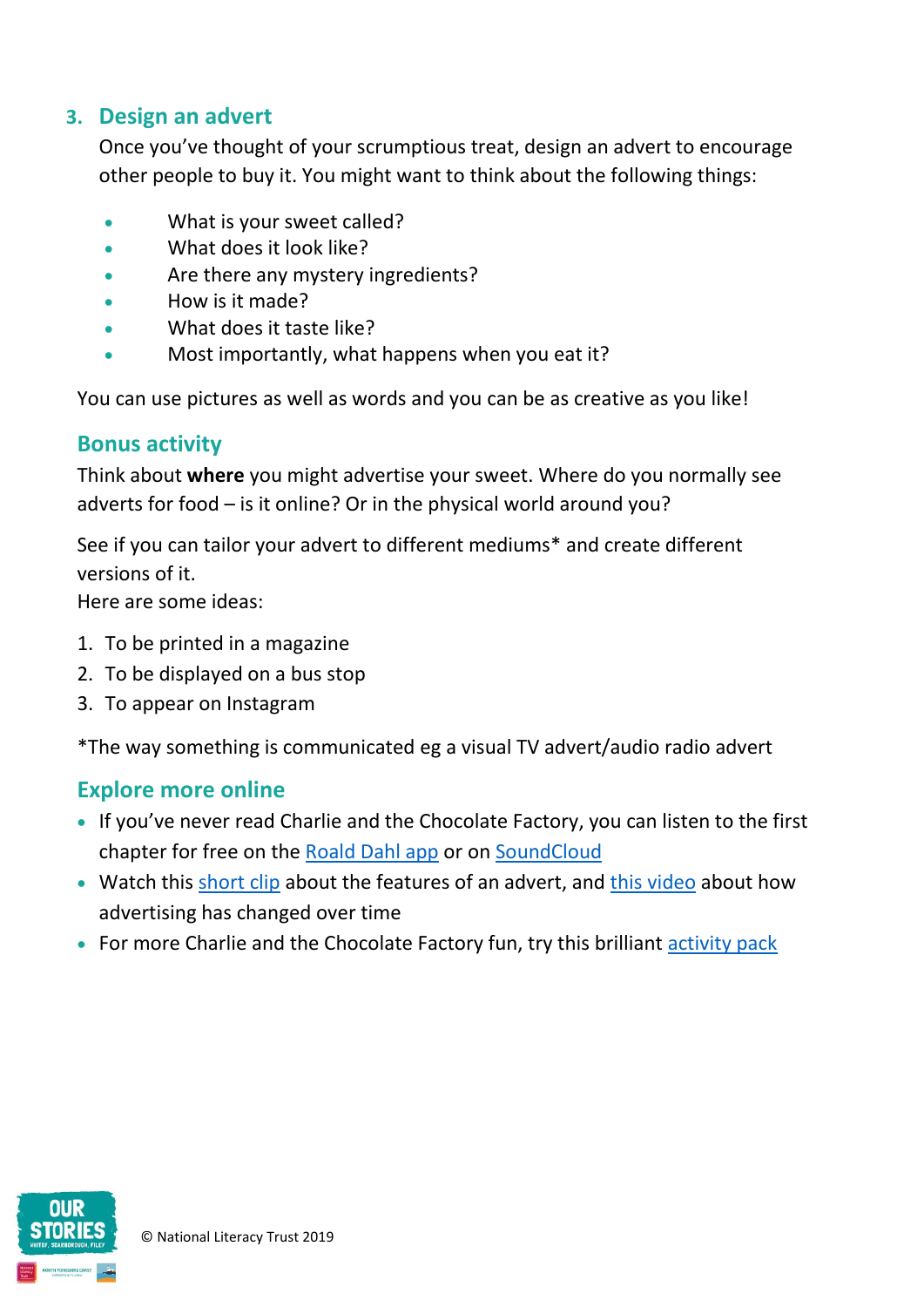## 3. Design an advert

Once you've thought of your scrumptious treat, design an advert to encourage other people to buy it. You might want to think about the following things:

- What is your sweet called?
- What does it look like?
- Are there any mystery ingredients?
- How is it made?
- What does it taste like?
- Most importantly, what happens when you eat it?

You can use pictures as well as words and you can be as creative as you like!

## Bonus activity

Think about **where** you might advertise your sweet. Where do you normally see adverts for food – is it online? Or in the physical world around you?

See if you can tailor your advert to different mediums* and create different versions of it.
Here are some ideas:

1. To be printed in a magazine
2. To be displayed on a bus stop
3. To appear on Instagram

*The way something is communicated eg a visual TV advert/audio radio advert

## Explore more online

- If you've never read Charlie and the Chocolate Factory, you can listen to the first chapter for free on the Roald Dahl app or on SoundCloud
- Watch this short clip about the features of an advert, and this video about how advertising has changed over time
- For more Charlie and the Chocolate Factory fun, try this brilliant activity pack

© National Literacy Trust 2019